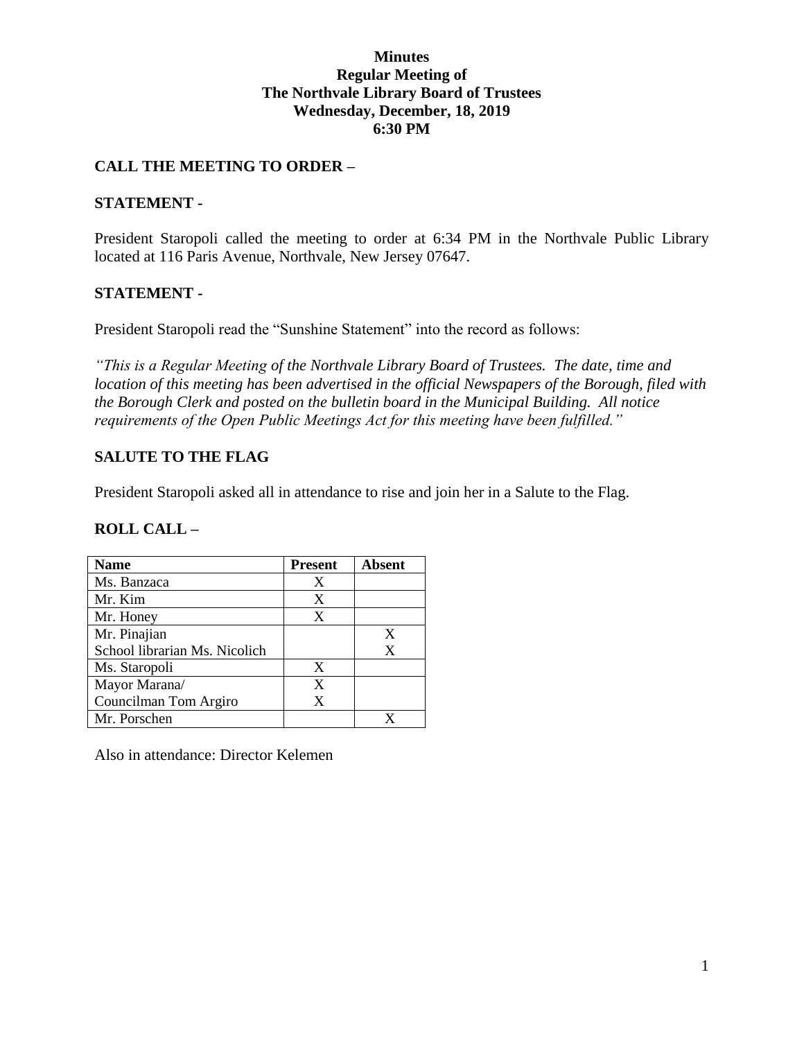**Minutes**
**Regular Meeting of**
**The Northvale Library Board of Trustees**
**Wednesday, December, 18, 2019**
**6:30 PM**

## CALL THE MEETING TO ORDER –

## STATEMENT -

President Staropoli called the meeting to order at 6:34 PM in the Northvale Public Library located at 116 Paris Avenue, Northvale, New Jersey 07647.

## STATEMENT -

President Staropoli read the "Sunshine Statement" into the record as follows:

*"This is a Regular Meeting of the Northvale Library Board of Trustees. The date, time and location of this meeting has been advertised in the official Newspapers of the Borough, filed with the Borough Clerk and posted on the bulletin board in the Municipal Building. All notice requirements of the Open Public Meetings Act for this meeting have been fulfilled."*

## SALUTE TO THE FLAG

President Staropoli asked all in attendance to rise and join her in a Salute to the Flag.

## ROLL CALL –

| Name | Present | Absent |
|---|---|---|
| Ms. Banzaca | X | |
| Mr. Kim | X | |
| Mr. Honey | X | |
| Mr. Pinajian | | X |
| School librarian Ms. Nicolich | | X |
| Ms. Staropoli | X | |
| Mayor Marana/ | X | |
| Councilman Tom Argiro | X | |
| Mr. Porschen | | X |

Also in attendance: Director Kelemen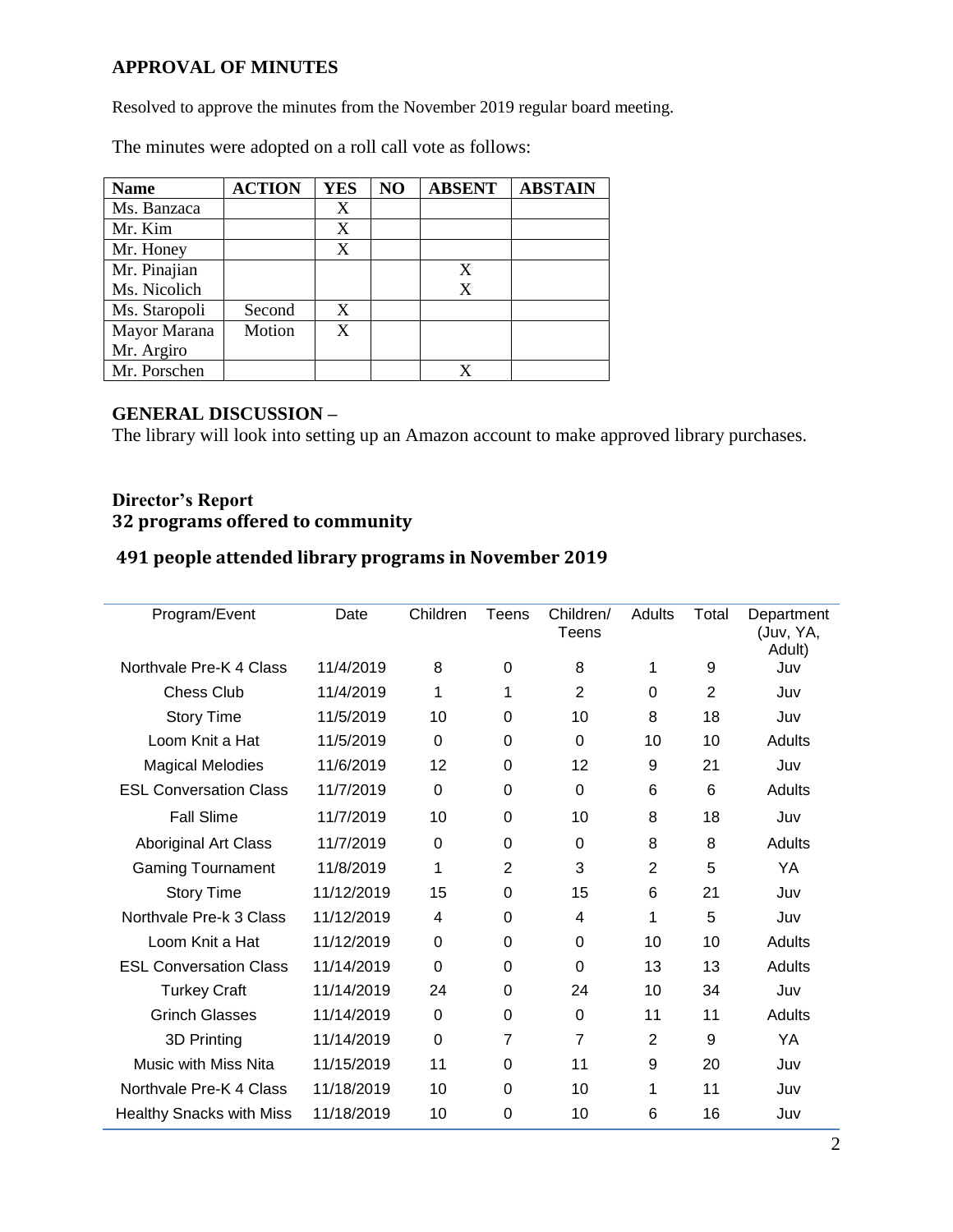## APPROVAL OF MINUTES

Resolved to approve the minutes from the November 2019 regular board meeting.

The minutes were adopted on a roll call vote as follows:

| Name | ACTION | YES | NO | ABSENT | ABSTAIN |
|---|---|---|---|---|---|
| Ms. Banzaca | | X | | | |
| Mr. Kim | | X | | | |
| Mr. Honey | | X | | | |
| Mr. Pinajian | | | | X | |
| Ms. Nicolich | | | | X | |
| Ms. Staropoli | Second | X | | | |
| Mayor Marana | Motion | X | | | |
| Mr. Argiro | | | | | |
| Mr. Porschen | | | | X | |

## GENERAL DISCUSSION –

The library will look into setting up an Amazon account to make approved library purchases.

### Director's Report

### 32 programs offered to community

### 491 people attended library programs in November 2019

| Program/Event | Date | Children | Teens | Children/ Teens | Adults | Total | Department (Juv, YA, Adult) |
|---|---|---|---|---|---|---|---|
| Northvale Pre-K 4 Class | 11/4/2019 | 8 | 0 | 8 | 1 | 9 | Juv |
| Chess Club | 11/4/2019 | 1 | 1 | 2 | 0 | 2 | Juv |
| Story Time | 11/5/2019 | 10 | 0 | 10 | 8 | 18 | Juv |
| Loom Knit a Hat | 11/5/2019 | 0 | 0 | 0 | 10 | 10 | Adults |
| Magical Melodies | 11/6/2019 | 12 | 0 | 12 | 9 | 21 | Juv |
| ESL Conversation Class | 11/7/2019 | 0 | 0 | 0 | 6 | 6 | Adults |
| Fall Slime | 11/7/2019 | 10 | 0 | 10 | 8 | 18 | Juv |
| Aboriginal Art Class | 11/7/2019 | 0 | 0 | 0 | 8 | 8 | Adults |
| Gaming Tournament | 11/8/2019 | 1 | 2 | 3 | 2 | 5 | YA |
| Story Time | 11/12/2019 | 15 | 0 | 15 | 6 | 21 | Juv |
| Northvale Pre-k 3 Class | 11/12/2019 | 4 | 0 | 4 | 1 | 5 | Juv |
| Loom Knit a Hat | 11/12/2019 | 0 | 0 | 0 | 10 | 10 | Adults |
| ESL Conversation Class | 11/14/2019 | 0 | 0 | 0 | 13 | 13 | Adults |
| Turkey Craft | 11/14/2019 | 24 | 0 | 24 | 10 | 34 | Juv |
| Grinch Glasses | 11/14/2019 | 0 | 0 | 0 | 11 | 11 | Adults |
| 3D Printing | 11/14/2019 | 0 | 7 | 7 | 2 | 9 | YA |
| Music with Miss Nita | 11/15/2019 | 11 | 0 | 11 | 9 | 20 | Juv |
| Northvale Pre-K 4 Class | 11/18/2019 | 10 | 0 | 10 | 1 | 11 | Juv |
| Healthy Snacks with Miss | 11/18/2019 | 10 | 0 | 10 | 6 | 16 | Juv |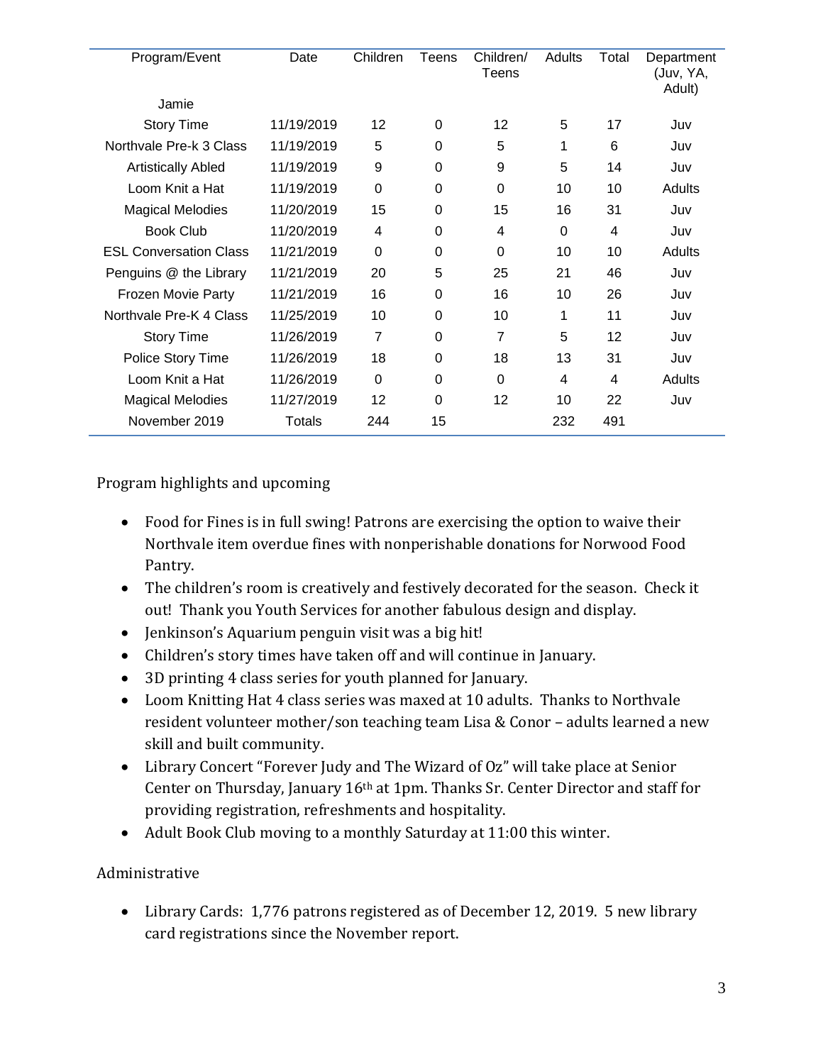| Program/Event | Date | Children | Teens | Children/ Teens | Adults | Total | Department (Juv, YA, Adult) |
|---|---|---|---|---|---|---|---|
| Jamie | | | | | | | |
| Story Time | 11/19/2019 | 12 | 0 | 12 | 5 | 17 | Juv |
| Northvale Pre-k 3 Class | 11/19/2019 | 5 | 0 | 5 | 1 | 6 | Juv |
| Artistically Abled | 11/19/2019 | 9 | 0 | 9 | 5 | 14 | Juv |
| Loom Knit a Hat | 11/19/2019 | 0 | 0 | 0 | 10 | 10 | Adults |
| Magical Melodies | 11/20/2019 | 15 | 0 | 15 | 16 | 31 | Juv |
| Book Club | 11/20/2019 | 4 | 0 | 4 | 0 | 4 | Juv |
| ESL Conversation Class | 11/21/2019 | 0 | 0 | 0 | 10 | 10 | Adults |
| Penguins @ the Library | 11/21/2019 | 20 | 5 | 25 | 21 | 46 | Juv |
| Frozen Movie Party | 11/21/2019 | 16 | 0 | 16 | 10 | 26 | Juv |
| Northvale Pre-K 4 Class | 11/25/2019 | 10 | 0 | 10 | 1 | 11 | Juv |
| Story Time | 11/26/2019 | 7 | 0 | 7 | 5 | 12 | Juv |
| Police Story Time | 11/26/2019 | 18 | 0 | 18 | 13 | 31 | Juv |
| Loom Knit a Hat | 11/26/2019 | 0 | 0 | 0 | 4 | 4 | Adults |
| Magical Melodies | 11/27/2019 | 12 | 0 | 12 | 10 | 22 | Juv |
| November 2019 | Totals | 244 | 15 | | 232 | 491 | |

Program highlights and upcoming

- Food for Fines is in full swing! Patrons are exercising the option to waive their Northvale item overdue fines with nonperishable donations for Norwood Food Pantry.
- The children's room is creatively and festively decorated for the season. Check it out! Thank you Youth Services for another fabulous design and display.
- Jenkinson's Aquarium penguin visit was a big hit!
- Children's story times have taken off and will continue in January.
- 3D printing 4 class series for youth planned for January.
- Loom Knitting Hat 4 class series was maxed at 10 adults. Thanks to Northvale resident volunteer mother/son teaching team Lisa & Conor – adults learned a new skill and built community.
- Library Concert "Forever Judy and The Wizard of Oz" will take place at Senior Center on Thursday, January 16th at 1pm. Thanks Sr. Center Director and staff for providing registration, refreshments and hospitality.
- Adult Book Club moving to a monthly Saturday at 11:00 this winter.

Administrative

- Library Cards: 1,776 patrons registered as of December 12, 2019. 5 new library card registrations since the November report.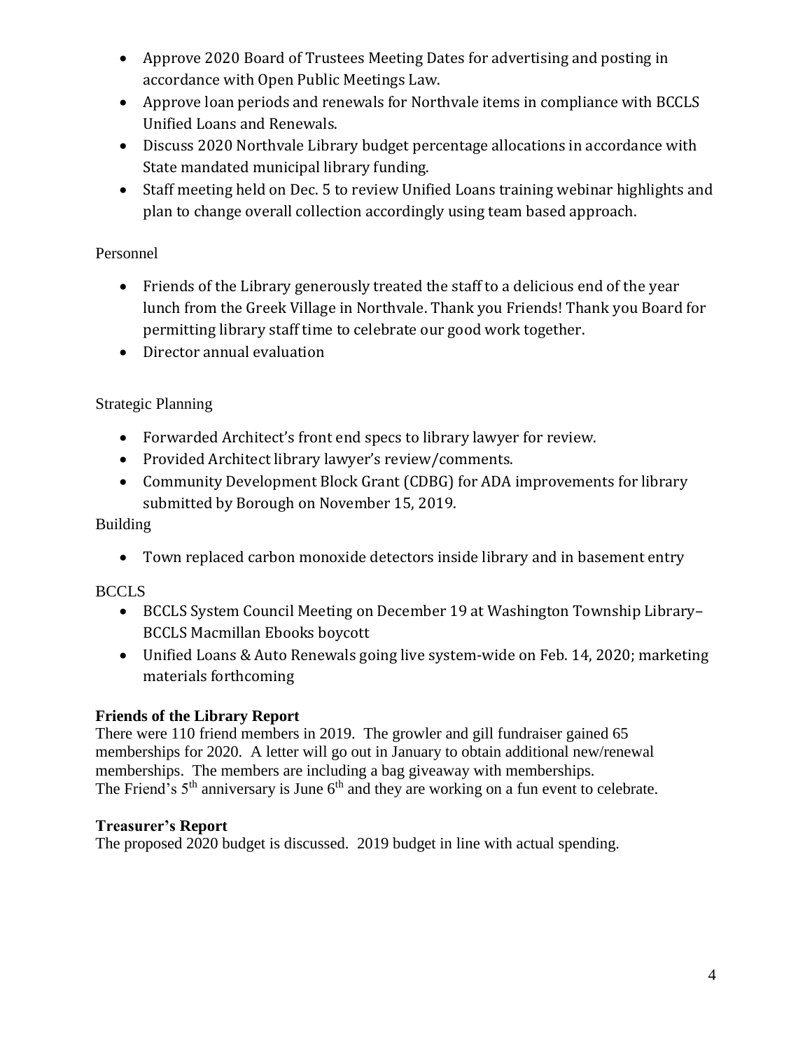- Approve 2020 Board of Trustees Meeting Dates for advertising and posting in accordance with Open Public Meetings Law.
- Approve loan periods and renewals for Northvale items in compliance with BCCLS Unified Loans and Renewals.
- Discuss 2020 Northvale Library budget percentage allocations in accordance with State mandated municipal library funding.
- Staff meeting held on Dec. 5 to review Unified Loans training webinar highlights and plan to change overall collection accordingly using team based approach.

Personnel

- Friends of the Library generously treated the staff to a delicious end of the year lunch from the Greek Village in Northvale. Thank you Friends! Thank you Board for permitting library staff time to celebrate our good work together.
- Director annual evaluation

Strategic Planning

- Forwarded Architect's front end specs to library lawyer for review.
- Provided Architect library lawyer's review/comments.
- Community Development Block Grant (CDBG) for ADA improvements for library submitted by Borough on November 15, 2019.

Building

- Town replaced carbon monoxide detectors inside library and in basement entry

BCCLS

- BCCLS System Council Meeting on December 19 at Washington Township Library– BCCLS Macmillan Ebooks boycott
- Unified Loans & Auto Renewals going live system-wide on Feb. 14, 2020; marketing materials forthcoming

**Friends of the Library Report**

There were 110 friend members in 2019. The growler and gill fundraiser gained 65 memberships for 2020. A letter will go out in January to obtain additional new/renewal memberships. The members are including a bag giveaway with memberships. The Friend's 5th anniversary is June 6th and they are working on a fun event to celebrate.

**Treasurer's Report**

The proposed 2020 budget is discussed. 2019 budget in line with actual spending.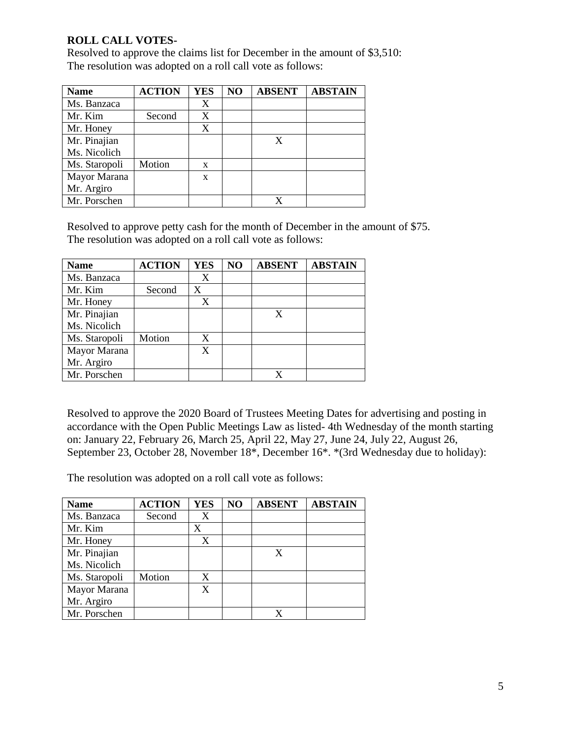**ROLL CALL VOTES-**

Resolved to approve the claims list for December in the amount of $3,510:
The resolution was adopted on a roll call vote as follows:

| Name | ACTION | YES | NO | ABSENT | ABSTAIN |
|---|---|---|---|---|---|
| Ms. Banzaca | | X | | | |
| Mr. Kim | Second | X | | | |
| Mr. Honey | | X | | | |
| Mr. Pinajian Ms. Nicolich | | | | X | |
| Ms. Staropoli | Motion | x | | | |
| Mayor Marana Mr. Argiro | | x | | | |
| Mr. Porschen | | | | X | |

Resolved to approve petty cash for the month of December in the amount of $75.
The resolution was adopted on a roll call vote as follows:

| Name | ACTION | YES | NO | ABSENT | ABSTAIN |
|---|---|---|---|---|---|
| Ms. Banzaca | | X | | | |
| Mr. Kim | Second | X | | | |
| Mr. Honey | | X | | | |
| Mr. Pinajian Ms. Nicolich | | | | X | |
| Ms. Staropoli | Motion | X | | | |
| Mayor Marana Mr. Argiro | | X | | | |
| Mr. Porschen | | | | X | |

Resolved to approve the 2020 Board of Trustees Meeting Dates for advertising and posting in accordance with the Open Public Meetings Law as listed- 4th Wednesday of the month starting on: January 22, February 26, March 25, April 22, May 27, June 24, July 22, August 26, September 23, October 28, November 18*, December 16*. *(3rd Wednesday due to holiday):

The resolution was adopted on a roll call vote as follows:

| Name | ACTION | YES | NO | ABSENT | ABSTAIN |
|---|---|---|---|---|---|
| Ms. Banzaca | Second | X | | | |
| Mr. Kim | | X | | | |
| Mr. Honey | | X | | | |
| Mr. Pinajian Ms. Nicolich | | | | X | |
| Ms. Staropoli | Motion | X | | | |
| Mayor Marana Mr. Argiro | | X | | | |
| Mr. Porschen | | | | X | |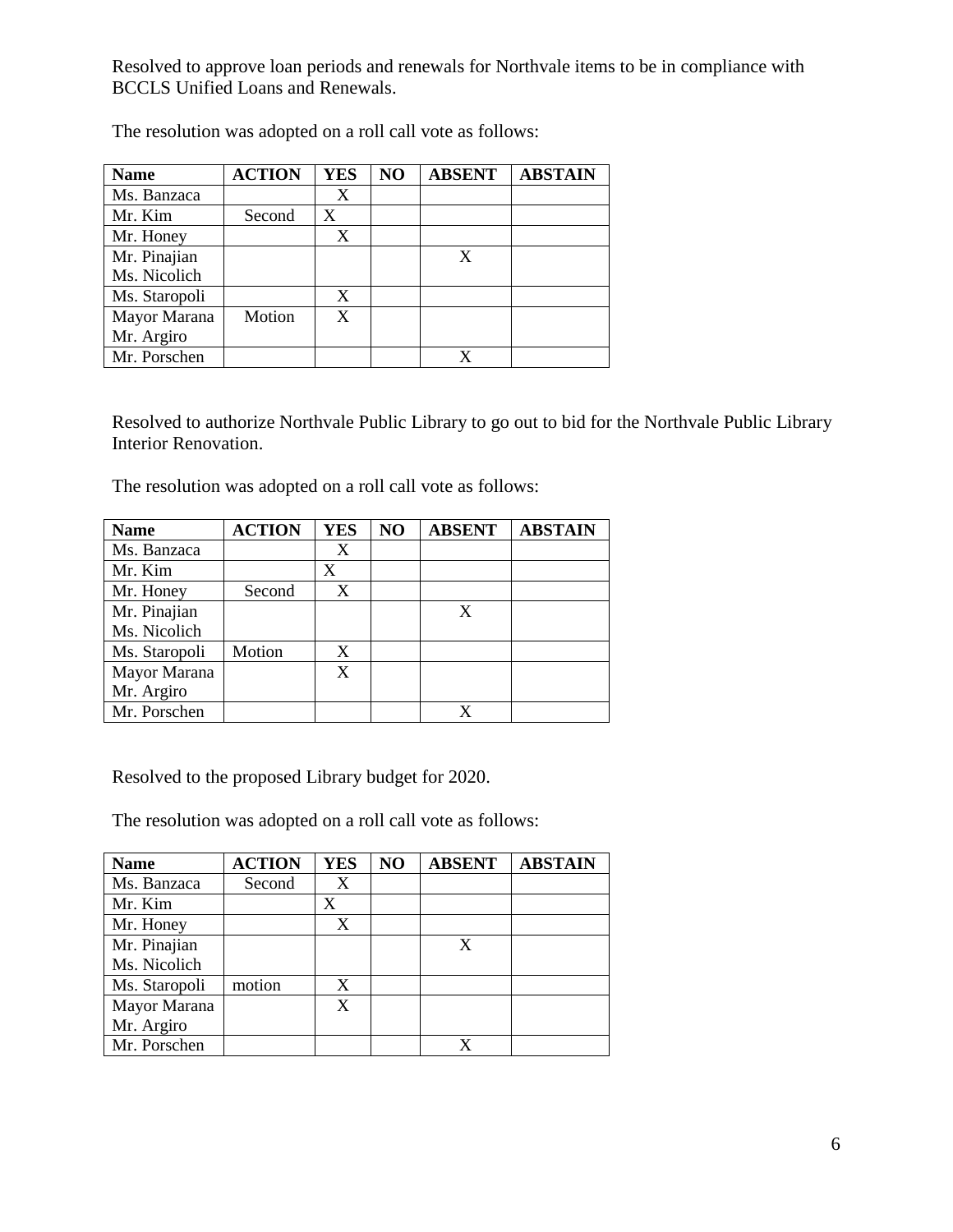Resolved to approve loan periods and renewals for Northvale items to be in compliance with BCCLS Unified Loans and Renewals.

The resolution was adopted on a roll call vote as follows:

| Name | ACTION | YES | NO | ABSENT | ABSTAIN |
|---|---|---|---|---|---|
| Ms. Banzaca | | X | | | |
| Mr. Kim | Second | X | | | |
| Mr. Honey | | X | | | |
| Mr. Pinajian<br>Ms. Nicolich | | | | X | |
| Ms. Staropoli | | X | | | |
| Mayor Marana<br>Mr. Argiro | Motion | X | | | |
| Mr. Porschen | | | | X | |

Resolved to authorize Northvale Public Library to go out to bid for the Northvale Public Library Interior Renovation.

The resolution was adopted on a roll call vote as follows:

| Name | ACTION | YES | NO | ABSENT | ABSTAIN |
|---|---|---|---|---|---|
| Ms. Banzaca | | X | | | |
| Mr. Kim | | X | | | |
| Mr. Honey | Second | X | | | |
| Mr. Pinajian<br>Ms. Nicolich | | | | X | |
| Ms. Staropoli | Motion | X | | | |
| Mayor Marana<br>Mr. Argiro | | X | | | |
| Mr. Porschen | | | | X | |

Resolved to the proposed Library budget for 2020.

The resolution was adopted on a roll call vote as follows:

| Name | ACTION | YES | NO | ABSENT | ABSTAIN |
|---|---|---|---|---|---|
| Ms. Banzaca | Second | X | | | |
| Mr. Kim | | X | | | |
| Mr. Honey | | X | | | |
| Mr. Pinajian<br>Ms. Nicolich | | | | X | |
| Ms. Staropoli | motion | X | | | |
| Mayor Marana<br>Mr. Argiro | | X | | | |
| Mr. Porschen | | | | X | |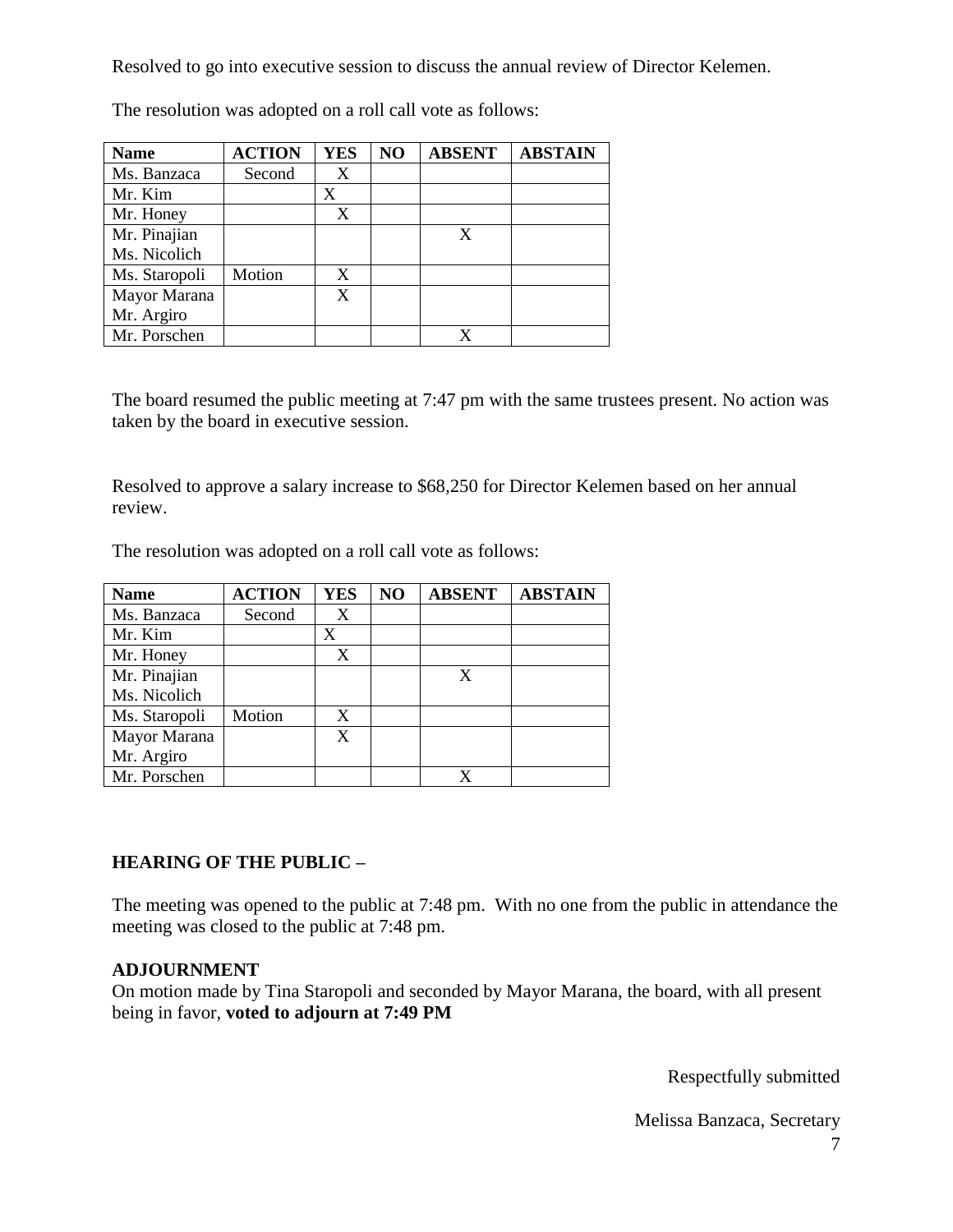Resolved to go into executive session to discuss the annual review of Director Kelemen.

The resolution was adopted on a roll call vote as follows:

| Name | ACTION | YES | NO | ABSENT | ABSTAIN |
|---|---|---|---|---|---|
| Ms. Banzaca | Second | X | | | |
| Mr. Kim | | X | | | |
| Mr. Honey | | X | | | |
| Mr. Pinajian Ms. Nicolich | | | | X | |
| Ms. Staropoli | Motion | X | | | |
| Mayor Marana Mr. Argiro | | X | | | |
| Mr. Porschen | | | | X | |

The board resumed the public meeting at 7:47 pm with the same trustees present. No action was taken by the board in executive session.

Resolved to approve a salary increase to $68,250 for Director Kelemen based on her annual review.

The resolution was adopted on a roll call vote as follows:

| Name | ACTION | YES | NO | ABSENT | ABSTAIN |
|---|---|---|---|---|---|
| Ms. Banzaca | Second | X | | | |
| Mr. Kim | | X | | | |
| Mr. Honey | | X | | | |
| Mr. Pinajian Ms. Nicolich | | | | X | |
| Ms. Staropoli | Motion | X | | | |
| Mayor Marana Mr. Argiro | | X | | | |
| Mr. Porschen | | | | X | |

**HEARING OF THE PUBLIC –**

The meeting was opened to the public at 7:48 pm. With no one from the public in attendance the meeting was closed to the public at 7:48 pm.

**ADJOURNMENT**

On motion made by Tina Staropoli and seconded by Mayor Marana, the board, with all present being in favor, **voted to adjourn at 7:49 PM**

Respectfully submitted

Melissa Banzaca, Secretary